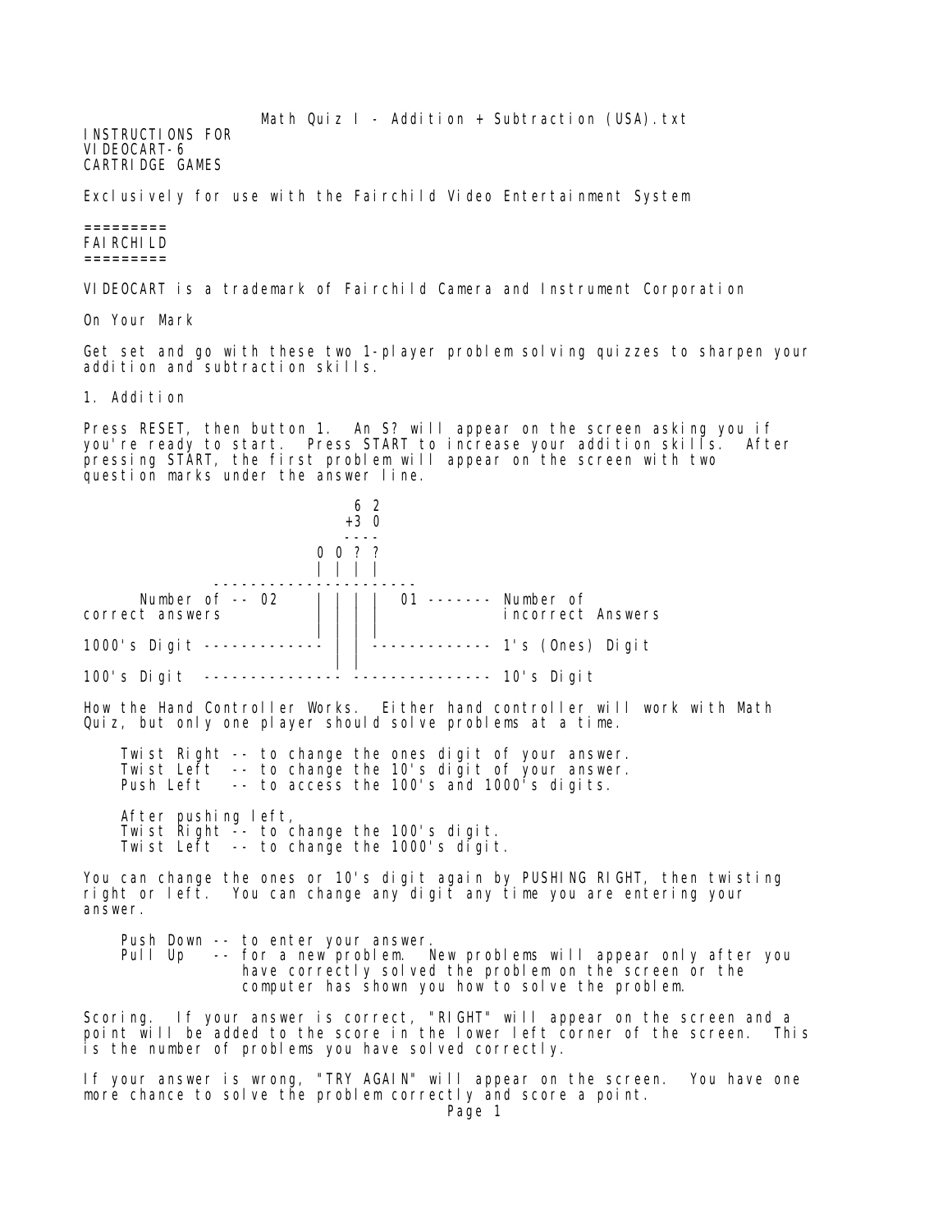Math Quiz I - Addition + Subtraction (USA).txt

INSTRUCTIONS FOR
VIDEOCART-6
CARTRIDGE GAMES

Exclusively for use with the Fairchild Video Entertainment System

=========
FAIRCHILD
=========

VIDEOCART is a trademark of Fairchild Camera and Instrument Corporation

On Your Mark

Get set and go with these two 1-player problem solving quizzes to sharpen your addition and subtraction skills.

1. Addition

Press RESET, then button 1. An S? will appear on the screen asking you if you're ready to start. Press START to increase your addition skills. After pressing START, the first problem will appear on the screen with two question marks under the answer line.

```
                          6 2
                         +3 0
                         ----
                        0 0 ? ?
                        | | | |
               ---------------------
      Number of -- 02   | | | |  01 ------- Number of
correct answers         | | | |             incorrect Answers
                        | | | |
1000's Digit ------------ | | ------------- 1's (Ones) Digit
                          | |
100's Digit  -------------- -------------- 10's Digit
```

How the Hand Controller Works. Either hand controller will work with Math Quiz, but only one player should solve problems at a time.

    Twist Right -- to change the ones digit of your answer.
    Twist Left  -- to change the 10's digit of your answer.
    Push Left   -- to access the 100's and 1000's digits.

    After pushing left,
    Twist Right -- to change the 100's digit.
    Twist Left  -- to change the 1000's digit.

You can change the ones or 10's digit again by PUSHING RIGHT, then twisting right or left. You can change any digit any time you are entering your answer.

    Push Down -- to enter your answer.
    Pull Up   -- for a new problem. New problems will appear only after you have correctly solved the problem on the screen or the computer has shown you how to solve the problem.

Scoring. If your answer is correct, "RIGHT" will appear on the screen and a point will be added to the score in the lower left corner of the screen. This is the number of problems you have solved correctly.

If your answer is wrong, "TRY AGAIN" will appear on the screen. You have one more chance to solve the problem correctly and score a point.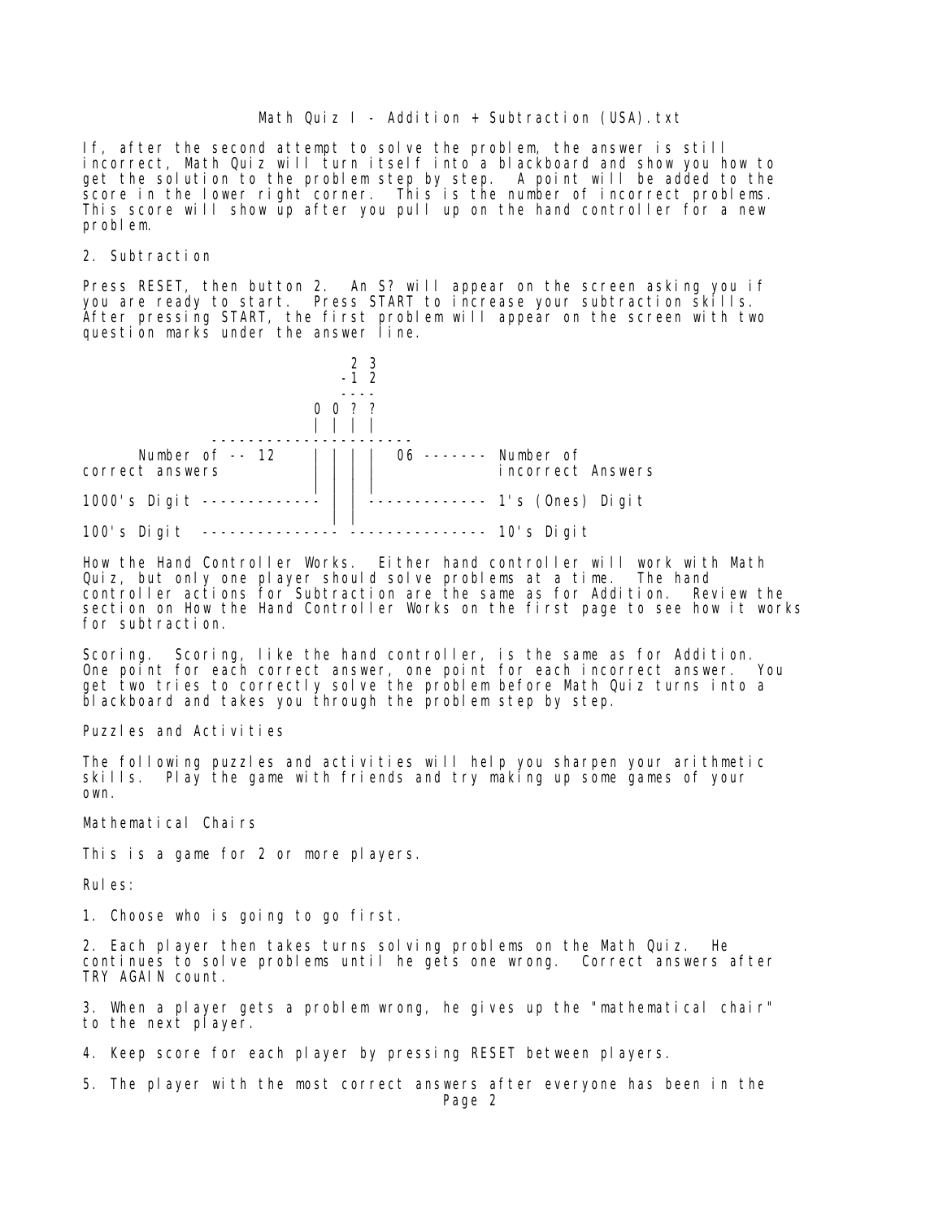If, after the second attempt to solve the problem, the answer is still incorrect, Math Quiz will turn itself into a blackboard and show you how to get the solution to the problem step by step. A point will be added to the score in the lower right corner. This is the number of incorrect problems. This score will show up after you pull up on the hand controller for a new problem.

## 2. Subtraction

Press RESET, then button 2. An S? will appear on the screen asking you if you are ready to start. Press START to increase your subtraction skills. After pressing START, the first problem will appear on the screen with two question marks under the answer line.

```
                           2 3
                          -1 2
                          ----
                       0 0 ? ?
                       | | | |
              ---------------------
      Number of -- 12  | | | |  06 ------- Number of
correct answers        | | | |             incorrect Answers
                       | | |
1000's Digit ----------- | |------------- 1's (Ones) Digit
                         | |
100's Digit  ------------- -------------- 10's Digit
```

**How the Hand Controller Works.** Either hand controller will work with Math Quiz, but only one player should solve problems at a time. The hand controller actions for Subtraction are the same as for Addition. Review the section on How the Hand Controller Works on the first page to see how it works for subtraction.

**Scoring.** Scoring, like the hand controller, is the same as for Addition. One point for each correct answer, one point for each incorrect answer. You get two tries to correctly solve the problem before Math Quiz turns into a blackboard and takes you through the problem step by step.

## Puzzles and Activities

The following puzzles and activities will help you sharpen your arithmetic skills. Play the game with friends and try making up some games of your own.

### Mathematical Chairs

This is a game for 2 or more players.

Rules:

1. Choose who is going to go first.

2. Each player then takes turns solving problems on the Math Quiz. He continues to solve problems until he gets one wrong. Correct answers after TRY AGAIN count.

3. When a player gets a problem wrong, he gives up the "mathematical chair" to the next player.

4. Keep score for each player by pressing RESET between players.

5. The player with the most correct answers after everyone has been in the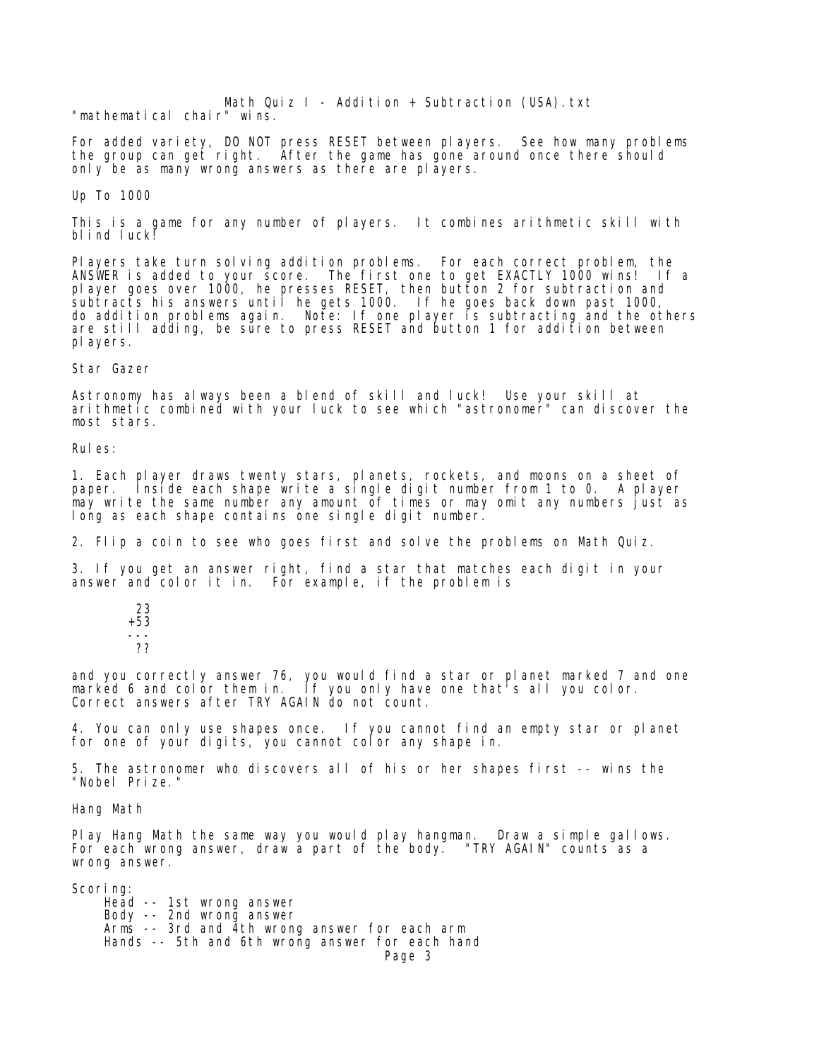"mathematical chair" wins.

For added variety, DO NOT press RESET between players. See how many problems the group can get right. After the game has gone around once there should only be as many wrong answers as there are players.

## Up To 1000

This is a game for any number of players. It combines arithmetic skill with blind luck!

Players take turn solving addition problems. For each correct problem, the ANSWER is added to your score. The first one to get EXACTLY 1000 wins! If a player goes over 1000, he presses RESET, then button 2 for subtraction and subtracts his answers until he gets 1000. If he goes back down past 1000, do addition problems again. Note: If one player is subtracting and the others are still adding, be sure to press RESET and button 1 for addition between players.

## Star Gazer

Astronomy has always been a blend of skill and luck! Use your skill at arithmetic combined with your luck to see which "astronomer" can discover the most stars.

Rules:

1. Each player draws twenty stars, planets, rockets, and moons on a sheet of paper. Inside each shape write a single digit number from 1 to 0. A player may write the same number any amount of times or may omit any numbers just as long as each shape contains one single digit number.

2. Flip a coin to see who goes first and solve the problems on Math Quiz.

3. If you get an answer right, find a star that matches each digit in your answer and color it in. For example, if the problem is

```
 23
+53
---
 ??
```

and you correctly answer 76, you would find a star or planet marked 7 and one marked 6 and color them in. If you only have one that's all you color. Correct answers after TRY AGAIN do not count.

4. You can only use shapes once. If you cannot find an empty star or planet for one of your digits, you cannot color any shape in.

5. The astronomer who discovers all of his or her shapes first -- wins the "Nobel Prize."

## Hang Math

Play Hang Math the same way you would play hangman. Draw a simple gallows. For each wrong answer, draw a part of the body. "TRY AGAIN" counts as a wrong answer.

Scoring:

- Head -- 1st wrong answer
- Body -- 2nd wrong answer
- Arms -- 3rd and 4th wrong answer for each arm
- Hands -- 5th and 6th wrong answer for each hand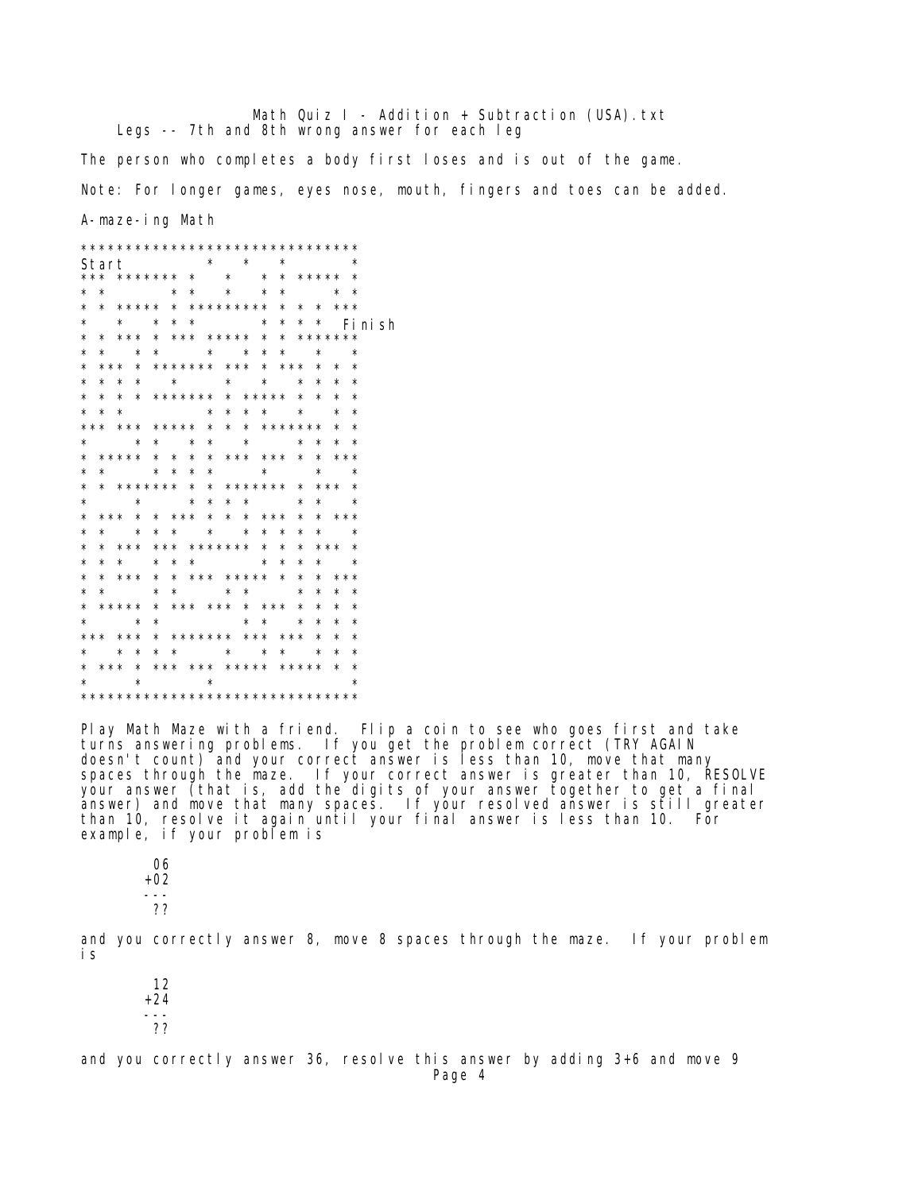Legs -- 7th and 8th wrong answer for each leg

The person who completes a body first loses and is out of the game.

Note: For longer games, eyes nose, mouth, fingers and toes can be added.

A-maze-ing Math

```
*******************************
Start          *   *   *       *
*** ******* *   *   * * ***** *
* *       * *   *   * *     * *
* * ***** * ********* * * * ***
*   *   * * *         * * * *  Finish
* * *** * *** ***** * * *******
* *   * *     *   * * *   *   *
* *** * ******* *** * *** * * *
* * * *   *     *   *   * * * *
* * * * ******* * ***** * * * *
* * *         * * * *   *   * *
*** *** ***** * * * ******* * *
*     * *   * *   *     * * * *
* ***** * * * * *** *** * * ***
* *     * * * *     *     *   *
* * ******* * * ******* * *** *
*     *     * * * *     * *   *
* *** * * *** * * * *** * * ***
* *   * * *   *   * * * * *   *
* * *** *** ******* * * * *** *
* * *   * * *         * * * *   *
* * *** * * *** ***** * * * ***
* *     * *     * *     * * * *
* ***** * *** *** * *** * * * *
*     * *         * *   * * * *
*** *** * ******* *** *** * * *
*   * * * *     *   * *   * * *
* *** * *** *** ***** ***** * *
*     *       *               *
*******************************
```

Play Math Maze with a friend. Flip a coin to see who goes first and take turns answering problems. If you get the problem correct (TRY AGAIN doesn't count) and your correct answer is less than 10, move that many spaces through the maze. If your correct answer is greater than 10, RESOLVE your answer (that is, add the digits of your answer together to get a final answer) and move that many spaces. If your resolved answer is still greater than 10, resolve it again until your final answer is less than 10. For example, if your problem is

```
 06
+02
---
 ??
```

and you correctly answer 8, move 8 spaces through the maze. If your problem is

```
 12
+24
---
 ??
```

and you correctly answer 36, resolve this answer by adding 3+6 and move 9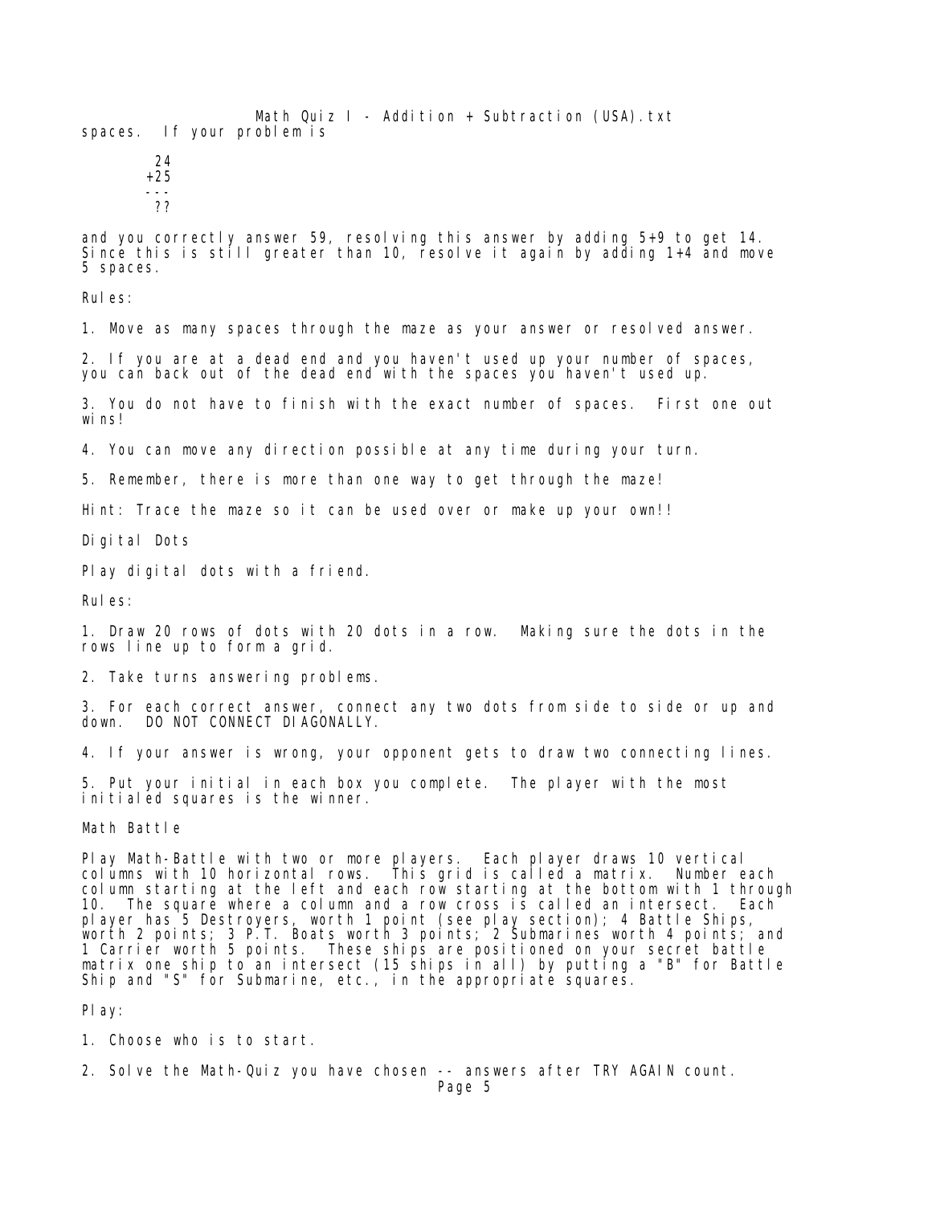spaces.  If your problem is

```
  24
 +25
 ---
  ??
```

and you correctly answer 59, resolving this answer by adding 5+9 to get 14. Since this is still greater than 10, resolve it again by adding 1+4 and move 5 spaces.

Rules:

1. Move as many spaces through the maze as your answer or resolved answer.

2. If you are at a dead end and you haven't used up your number of spaces, you can back out of the dead end with the spaces you haven't used up.

3. You do not have to finish with the exact number of spaces.  First one out wins!

4. You can move any direction possible at any time during your turn.

5. Remember, there is more than one way to get through the maze!

Hint: Trace the maze so it can be used over or make up your own!!

## Digital Dots

Play digital dots with a friend.

Rules:

1. Draw 20 rows of dots with 20 dots in a row.  Making sure the dots in the rows line up to form a grid.

2. Take turns answering problems.

3. For each correct answer, connect any two dots from side to side or up and down.  DO NOT CONNECT DIAGONALLY.

4. If your answer is wrong, your opponent gets to draw two connecting lines.

5. Put your initial in each box you complete.  The player with the most initialed squares is the winner.

## Math Battle

Play Math-Battle with two or more players.  Each player draws 10 vertical columns with 10 horizontal rows.  This grid is called a matrix.  Number each column starting at the left and each row starting at the bottom with 1 through 10.  The square where a column and a row cross is called an intersect.  Each player has 5 Destroyers, worth 1 point (see play section); 4 Battle Ships, worth 2 points; 3 P.T. Boats worth 3 points; 2 Submarines worth 4 points; and 1 Carrier worth 5 points.  These ships are positioned on your secret battle matrix one ship to an intersect (15 ships in all) by putting a "B" for Battle Ship and "S" for Submarine, etc., in the appropriate squares.

Play:

1. Choose who is to start.

2. Solve the Math-Quiz you have chosen -- answers after TRY AGAIN count.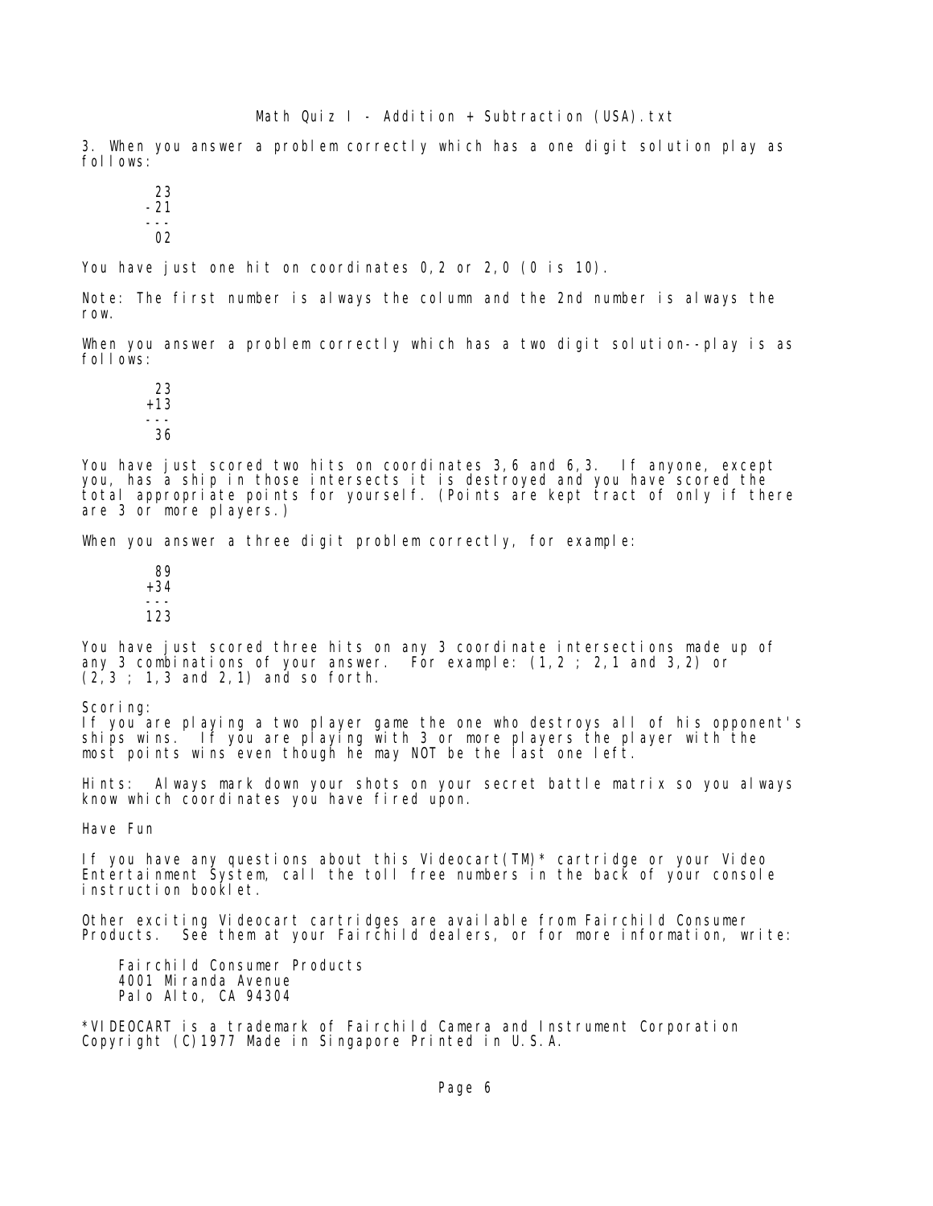3. When you answer a problem correctly which has a one digit solution play as follows:

```
 23
-21
---
 02
```

You have just one hit on coordinates 0,2 or 2,0 (0 is 10).

Note: The first number is always the column and the 2nd number is always the row.

When you answer a problem correctly which has a two digit solution--play is as follows:

```
 23
+13
---
 36
```

You have just scored two hits on coordinates 3,6 and 6,3. If anyone, except you, has a ship in those intersects it is destroyed and you have scored the total appropriate points for yourself. (Points are kept tract of only if there are 3 or more players.)

When you answer a three digit problem correctly, for example:

```
 89
+34
---
123
```

You have just scored three hits on any 3 coordinate intersections made up of any 3 combinations of your answer. For example: (1,2 ; 2,1 and 3,2) or (2,3 ; 1,3 and 2,1) and so forth.

Scoring:
If you are playing a two player game the one who destroys all of his opponent's ships wins. If you are playing with 3 or more players the player with the most points wins even though he may NOT be the last one left.

Hints: Always mark down your shots on your secret battle matrix so you always know which coordinates you have fired upon.

Have Fun

If you have any questions about this Videocart(TM)* cartridge or your Video Entertainment System, call the toll free numbers in the back of your console instruction booklet.

Other exciting Videocart cartridges are available from Fairchild Consumer Products. See them at your Fairchild dealers, or for more information, write:

Fairchild Consumer Products
4001 Miranda Avenue
Palo Alto, CA 94304

*VIDEOCART is a trademark of Fairchild Camera and Instrument Corporation
Copyright (C)1977 Made in Singapore Printed in U.S.A.